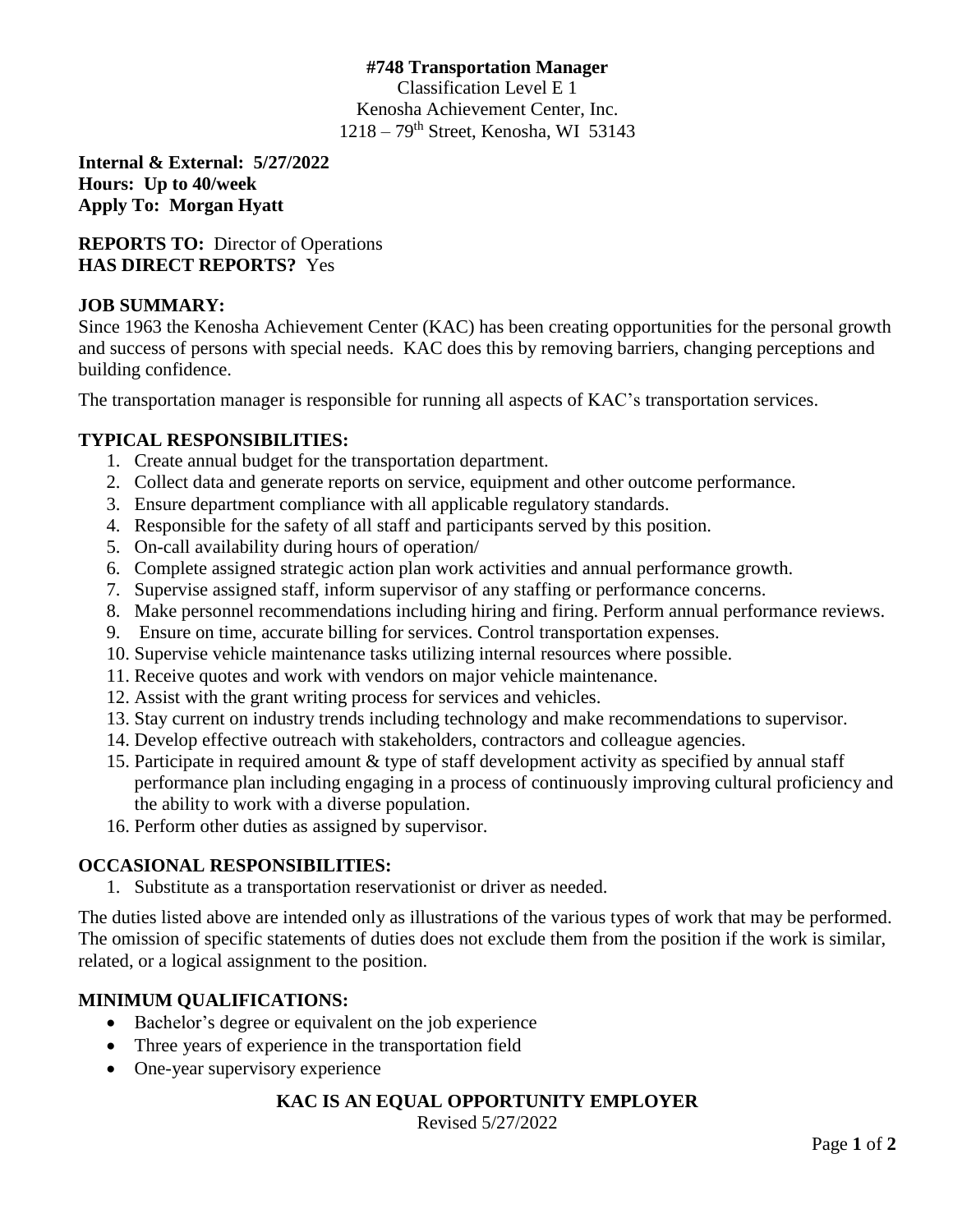**#748 Transportation Manager**

Classification Level E 1
Kenosha Achievement Center, Inc.
1218 – 79th Street, Kenosha, WI 53143

**Internal & External: 5/27/2022**
**Hours: Up to 40/week**
**Apply To: Morgan Hyatt**

**REPORTS TO:** Director of Operations
**HAS DIRECT REPORTS?** Yes

## JOB SUMMARY:

Since 1963 the Kenosha Achievement Center (KAC) has been creating opportunities for the personal growth and success of persons with special needs. KAC does this by removing barriers, changing perceptions and building confidence.

The transportation manager is responsible for running all aspects of KAC's transportation services.

## TYPICAL RESPONSIBILITIES:

1. Create annual budget for the transportation department.
2. Collect data and generate reports on service, equipment and other outcome performance.
3. Ensure department compliance with all applicable regulatory standards.
4. Responsible for the safety of all staff and participants served by this position.
5. On-call availability during hours of operation/
6. Complete assigned strategic action plan work activities and annual performance growth.
7. Supervise assigned staff, inform supervisor of any staffing or performance concerns.
8. Make personnel recommendations including hiring and firing. Perform annual performance reviews.
9. Ensure on time, accurate billing for services. Control transportation expenses.
10. Supervise vehicle maintenance tasks utilizing internal resources where possible.
11. Receive quotes and work with vendors on major vehicle maintenance.
12. Assist with the grant writing process for services and vehicles.
13. Stay current on industry trends including technology and make recommendations to supervisor.
14. Develop effective outreach with stakeholders, contractors and colleague agencies.
15. Participate in required amount & type of staff development activity as specified by annual staff performance plan including engaging in a process of continuously improving cultural proficiency and the ability to work with a diverse population.
16. Perform other duties as assigned by supervisor.

## OCCASIONAL RESPONSIBILITIES:

1. Substitute as a transportation reservationist or driver as needed.

The duties listed above are intended only as illustrations of the various types of work that may be performed. The omission of specific statements of duties does not exclude them from the position if the work is similar, related, or a logical assignment to the position.

## MINIMUM QUALIFICATIONS:

- Bachelor's degree or equivalent on the job experience
- Three years of experience in the transportation field
- One-year supervisory experience

**KAC IS AN EQUAL OPPORTUNITY EMPLOYER**

Revised 5/27/2022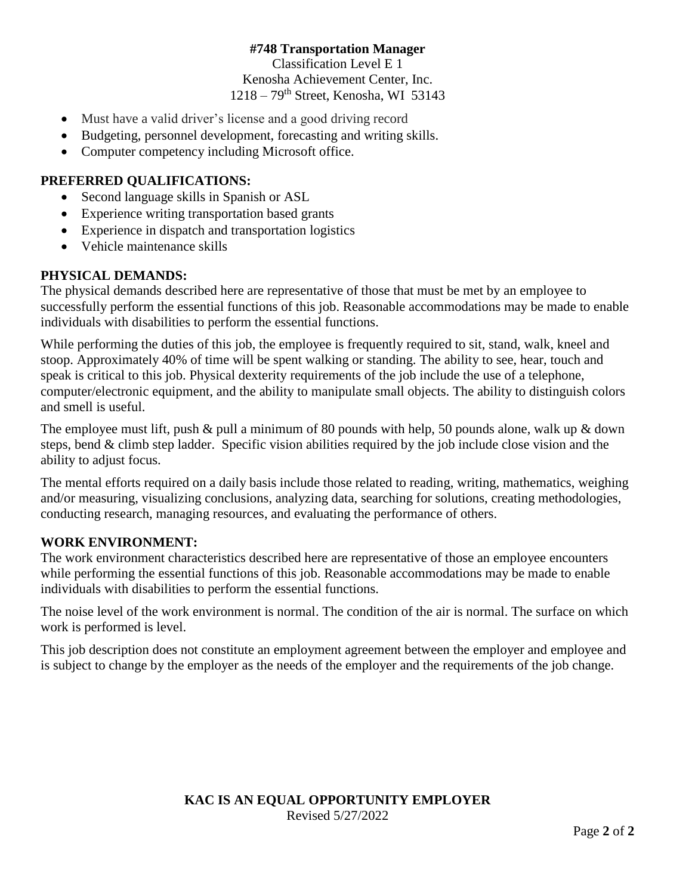**#748 Transportation Manager**

Classification Level E 1

Kenosha Achievement Center, Inc.

1218 – 79th Street, Kenosha, WI 53143

- Must have a valid driver's license and a good driving record
- Budgeting, personnel development, forecasting and writing skills.
- Computer competency including Microsoft office.

## PREFERRED QUALIFICATIONS:

- Second language skills in Spanish or ASL
- Experience writing transportation based grants
- Experience in dispatch and transportation logistics
- Vehicle maintenance skills

## PHYSICAL DEMANDS:

The physical demands described here are representative of those that must be met by an employee to successfully perform the essential functions of this job. Reasonable accommodations may be made to enable individuals with disabilities to perform the essential functions.

While performing the duties of this job, the employee is frequently required to sit, stand, walk, kneel and stoop. Approximately 40% of time will be spent walking or standing. The ability to see, hear, touch and speak is critical to this job. Physical dexterity requirements of the job include the use of a telephone, computer/electronic equipment, and the ability to manipulate small objects. The ability to distinguish colors and smell is useful.

The employee must lift, push & pull a minimum of 80 pounds with help, 50 pounds alone, walk up & down steps, bend & climb step ladder. Specific vision abilities required by the job include close vision and the ability to adjust focus.

The mental efforts required on a daily basis include those related to reading, writing, mathematics, weighing and/or measuring, visualizing conclusions, analyzing data, searching for solutions, creating methodologies, conducting research, managing resources, and evaluating the performance of others.

## WORK ENVIRONMENT:

The work environment characteristics described here are representative of those an employee encounters while performing the essential functions of this job. Reasonable accommodations may be made to enable individuals with disabilities to perform the essential functions.

The noise level of the work environment is normal. The condition of the air is normal. The surface on which work is performed is level.

This job description does not constitute an employment agreement between the employer and employee and is subject to change by the employer as the needs of the employer and the requirements of the job change.

**KAC IS AN EQUAL OPPORTUNITY EMPLOYER**

Revised 5/27/2022